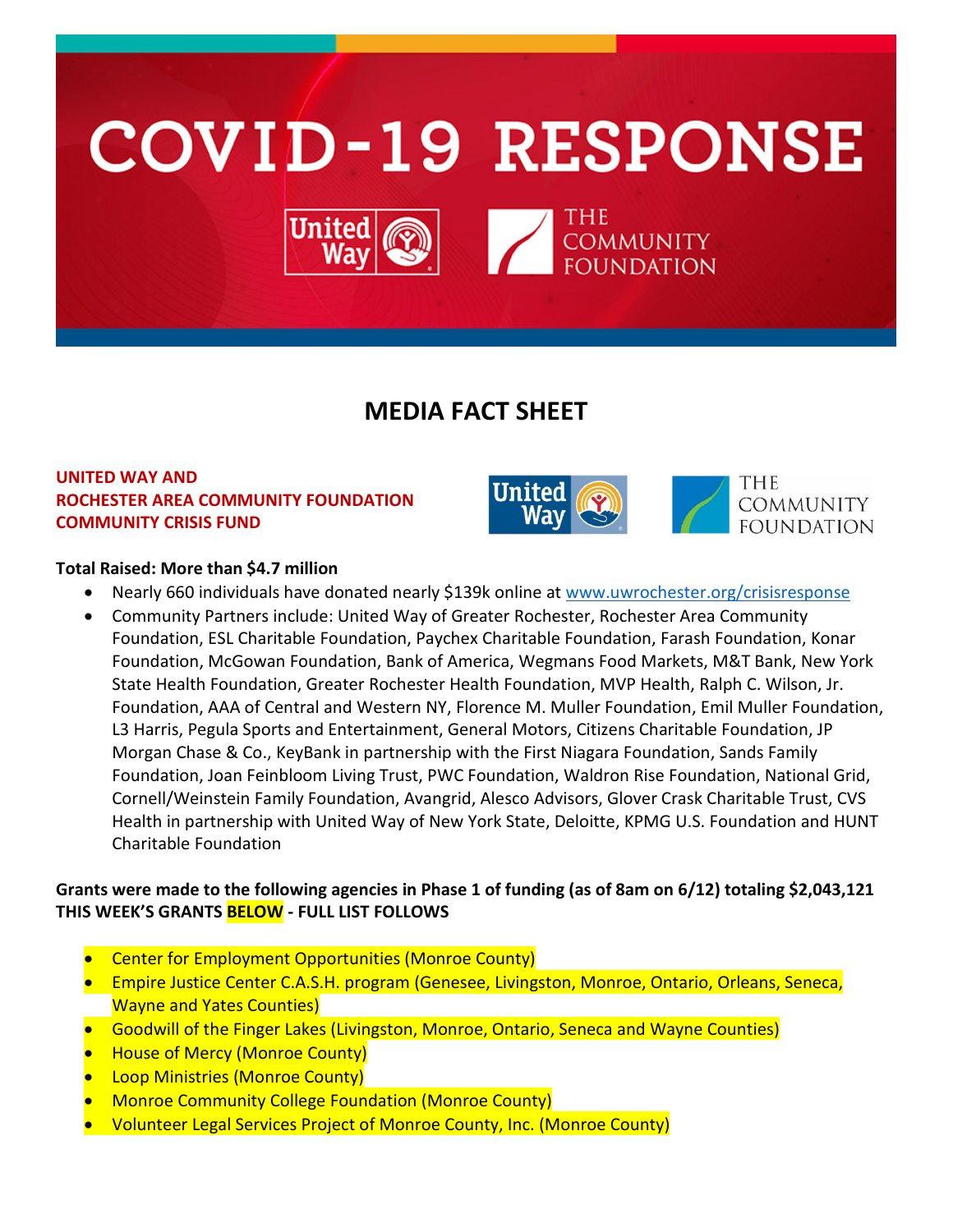# COVID-19 RESPONSE

United Way | THE COMMUNITY FOUNDATION

## MEDIA FACT SHEET

**UNITED WAY AND
ROCHESTER AREA COMMUNITY FOUNDATION
COMMUNITY CRISIS FUND**

**Total Raised: More than $4.7 million**

- Nearly 660 individuals have donated nearly $139k online at www.uwrochester.org/crisisresponse
- Community Partners include: United Way of Greater Rochester, Rochester Area Community Foundation, ESL Charitable Foundation, Paychex Charitable Foundation, Farash Foundation, Konar Foundation, McGowan Foundation, Bank of America, Wegmans Food Markets, M&T Bank, New York State Health Foundation, Greater Rochester Health Foundation, MVP Health, Ralph C. Wilson, Jr. Foundation, AAA of Central and Western NY, Florence M. Muller Foundation, Emil Muller Foundation, L3 Harris, Pegula Sports and Entertainment, General Motors, Citizens Charitable Foundation, JP Morgan Chase & Co., KeyBank in partnership with the First Niagara Foundation, Sands Family Foundation, Joan Feinbloom Living Trust, PWC Foundation, Waldron Rise Foundation, National Grid, Cornell/Weinstein Family Foundation, Avangrid, Alesco Advisors, Glover Crask Charitable Trust, CVS Health in partnership with United Way of New York State, Deloitte, KPMG U.S. Foundation and HUNT Charitable Foundation

**Grants were made to the following agencies in Phase 1 of funding (as of 8am on 6/12) totaling $2,043,121
THIS WEEK'S GRANTS BELOW - FULL LIST FOLLOWS**

- Center for Employment Opportunities (Monroe County)
- Empire Justice Center C.A.S.H. program (Genesee, Livingston, Monroe, Ontario, Orleans, Seneca, Wayne and Yates Counties)
- Goodwill of the Finger Lakes (Livingston, Monroe, Ontario, Seneca and Wayne Counties)
- House of Mercy (Monroe County)
- Loop Ministries (Monroe County)
- Monroe Community College Foundation (Monroe County)
- Volunteer Legal Services Project of Monroe County, Inc. (Monroe County)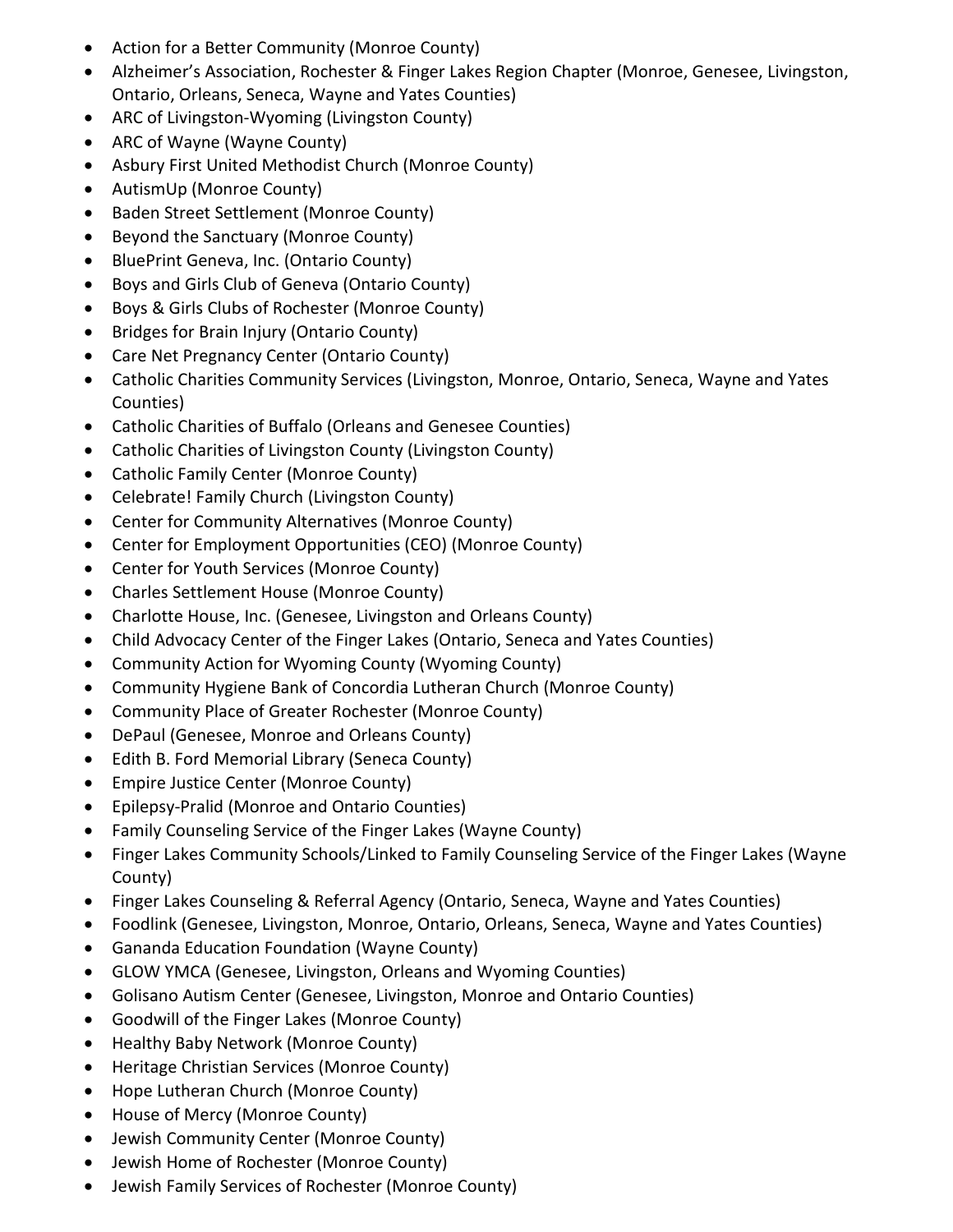- Action for a Better Community (Monroe County)
- Alzheimer's Association, Rochester & Finger Lakes Region Chapter (Monroe, Genesee, Livingston, Ontario, Orleans, Seneca, Wayne and Yates Counties)
- ARC of Livingston-Wyoming (Livingston County)
- ARC of Wayne (Wayne County)
- Asbury First United Methodist Church (Monroe County)
- AutismUp (Monroe County)
- Baden Street Settlement (Monroe County)
- Beyond the Sanctuary (Monroe County)
- BluePrint Geneva, Inc. (Ontario County)
- Boys and Girls Club of Geneva (Ontario County)
- Boys & Girls Clubs of Rochester (Monroe County)
- Bridges for Brain Injury (Ontario County)
- Care Net Pregnancy Center (Ontario County)
- Catholic Charities Community Services (Livingston, Monroe, Ontario, Seneca, Wayne and Yates Counties)
- Catholic Charities of Buffalo (Orleans and Genesee Counties)
- Catholic Charities of Livingston County (Livingston County)
- Catholic Family Center (Monroe County)
- Celebrate! Family Church (Livingston County)
- Center for Community Alternatives (Monroe County)
- Center for Employment Opportunities (CEO) (Monroe County)
- Center for Youth Services (Monroe County)
- Charles Settlement House (Monroe County)
- Charlotte House, Inc. (Genesee, Livingston and Orleans County)
- Child Advocacy Center of the Finger Lakes (Ontario, Seneca and Yates Counties)
- Community Action for Wyoming County (Wyoming County)
- Community Hygiene Bank of Concordia Lutheran Church (Monroe County)
- Community Place of Greater Rochester (Monroe County)
- DePaul (Genesee, Monroe and Orleans County)
- Edith B. Ford Memorial Library (Seneca County)
- Empire Justice Center (Monroe County)
- Epilepsy-Pralid (Monroe and Ontario Counties)
- Family Counseling Service of the Finger Lakes (Wayne County)
- Finger Lakes Community Schools/Linked to Family Counseling Service of the Finger Lakes (Wayne County)
- Finger Lakes Counseling & Referral Agency (Ontario, Seneca, Wayne and Yates Counties)
- Foodlink (Genesee, Livingston, Monroe, Ontario, Orleans, Seneca, Wayne and Yates Counties)
- Gananda Education Foundation (Wayne County)
- GLOW YMCA (Genesee, Livingston, Orleans and Wyoming Counties)
- Golisano Autism Center (Genesee, Livingston, Monroe and Ontario Counties)
- Goodwill of the Finger Lakes (Monroe County)
- Healthy Baby Network (Monroe County)
- Heritage Christian Services (Monroe County)
- Hope Lutheran Church (Monroe County)
- House of Mercy (Monroe County)
- Jewish Community Center (Monroe County)
- Jewish Home of Rochester (Monroe County)
- Jewish Family Services of Rochester (Monroe County)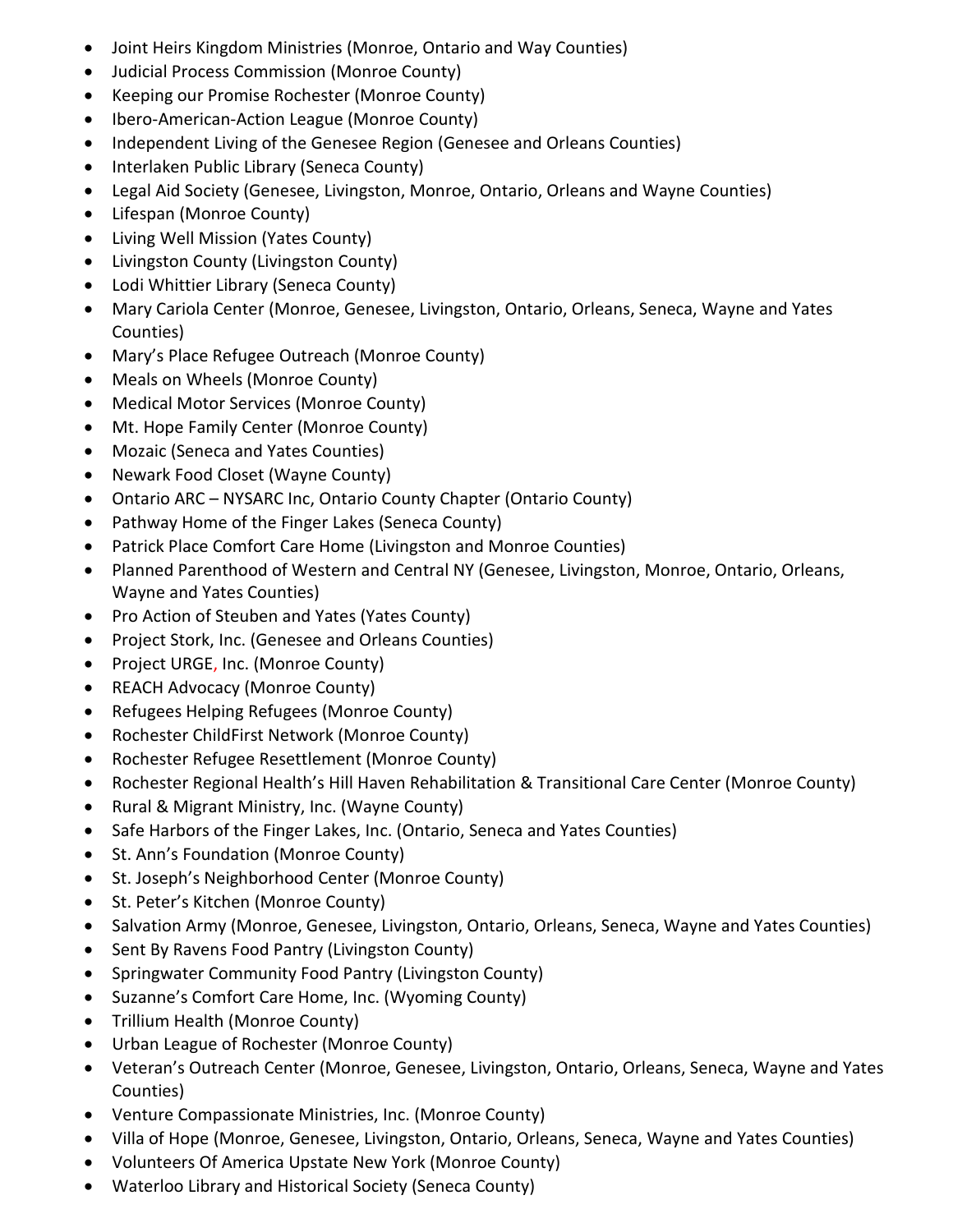- Joint Heirs Kingdom Ministries (Monroe, Ontario and Way Counties)
- Judicial Process Commission (Monroe County)
- Keeping our Promise Rochester (Monroe County)
- Ibero-American-Action League (Monroe County)
- Independent Living of the Genesee Region (Genesee and Orleans Counties)
- Interlaken Public Library (Seneca County)
- Legal Aid Society (Genesee, Livingston, Monroe, Ontario, Orleans and Wayne Counties)
- Lifespan (Monroe County)
- Living Well Mission (Yates County)
- Livingston County (Livingston County)
- Lodi Whittier Library (Seneca County)
- Mary Cariola Center (Monroe, Genesee, Livingston, Ontario, Orleans, Seneca, Wayne and Yates Counties)
- Mary's Place Refugee Outreach (Monroe County)
- Meals on Wheels (Monroe County)
- Medical Motor Services (Monroe County)
- Mt. Hope Family Center (Monroe County)
- Mozaic (Seneca and Yates Counties)
- Newark Food Closet (Wayne County)
- Ontario ARC – NYSARC Inc, Ontario County Chapter (Ontario County)
- Pathway Home of the Finger Lakes (Seneca County)
- Patrick Place Comfort Care Home (Livingston and Monroe Counties)
- Planned Parenthood of Western and Central NY (Genesee, Livingston, Monroe, Ontario, Orleans, Wayne and Yates Counties)
- Pro Action of Steuben and Yates (Yates County)
- Project Stork, Inc. (Genesee and Orleans Counties)
- Project URGE, Inc. (Monroe County)
- REACH Advocacy (Monroe County)
- Refugees Helping Refugees (Monroe County)
- Rochester ChildFirst Network (Monroe County)
- Rochester Refugee Resettlement (Monroe County)
- Rochester Regional Health's Hill Haven Rehabilitation & Transitional Care Center (Monroe County)
- Rural & Migrant Ministry, Inc. (Wayne County)
- Safe Harbors of the Finger Lakes, Inc. (Ontario, Seneca and Yates Counties)
- St. Ann's Foundation (Monroe County)
- St. Joseph's Neighborhood Center (Monroe County)
- St. Peter's Kitchen (Monroe County)
- Salvation Army (Monroe, Genesee, Livingston, Ontario, Orleans, Seneca, Wayne and Yates Counties)
- Sent By Ravens Food Pantry (Livingston County)
- Springwater Community Food Pantry (Livingston County)
- Suzanne's Comfort Care Home, Inc. (Wyoming County)
- Trillium Health (Monroe County)
- Urban League of Rochester (Monroe County)
- Veteran's Outreach Center (Monroe, Genesee, Livingston, Ontario, Orleans, Seneca, Wayne and Yates Counties)
- Venture Compassionate Ministries, Inc. (Monroe County)
- Villa of Hope (Monroe, Genesee, Livingston, Ontario, Orleans, Seneca, Wayne and Yates Counties)
- Volunteers Of America Upstate New York (Monroe County)
- Waterloo Library and Historical Society (Seneca County)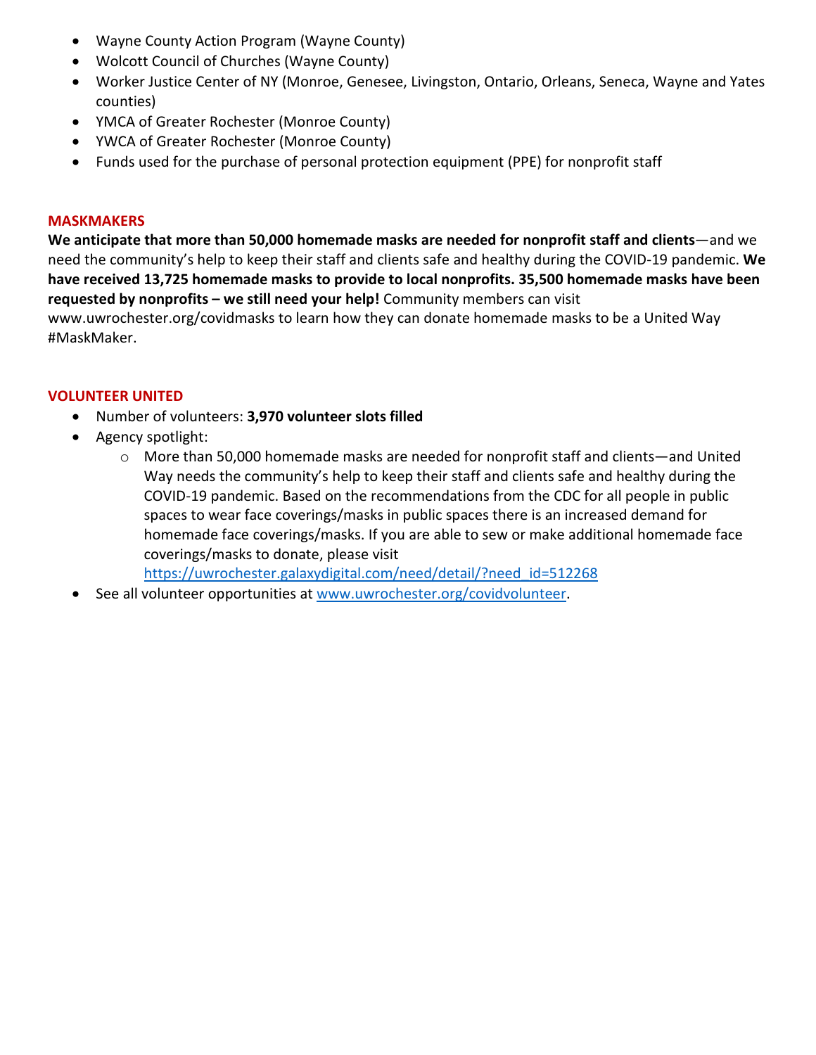- Wayne County Action Program (Wayne County)
- Wolcott Council of Churches (Wayne County)
- Worker Justice Center of NY (Monroe, Genesee, Livingston, Ontario, Orleans, Seneca, Wayne and Yates counties)
- YMCA of Greater Rochester (Monroe County)
- YWCA of Greater Rochester (Monroe County)
- Funds used for the purchase of personal protection equipment (PPE) for nonprofit staff

## MASKMAKERS

**We anticipate that more than 50,000 homemade masks are needed for nonprofit staff and clients**—and we need the community's help to keep their staff and clients safe and healthy during the COVID-19 pandemic. **We have received 13,725 homemade masks to provide to local nonprofits. 35,500 homemade masks have been requested by nonprofits – we still need your help!** Community members can visit www.uwrochester.org/covidmasks to learn how they can donate homemade masks to be a United Way #MaskMaker.

## VOLUNTEER UNITED

- Number of volunteers: **3,970 volunteer slots filled**
- Agency spotlight:
  - More than 50,000 homemade masks are needed for nonprofit staff and clients—and United Way needs the community's help to keep their staff and clients safe and healthy during the COVID-19 pandemic. Based on the recommendations from the CDC for all people in public spaces to wear face coverings/masks in public spaces there is an increased demand for homemade face coverings/masks. If you are able to sew or make additional homemade face coverings/masks to donate, please visit https://uwrochester.galaxydigital.com/need/detail/?need_id=512268
- See all volunteer opportunities at www.uwrochester.org/covidvolunteer.